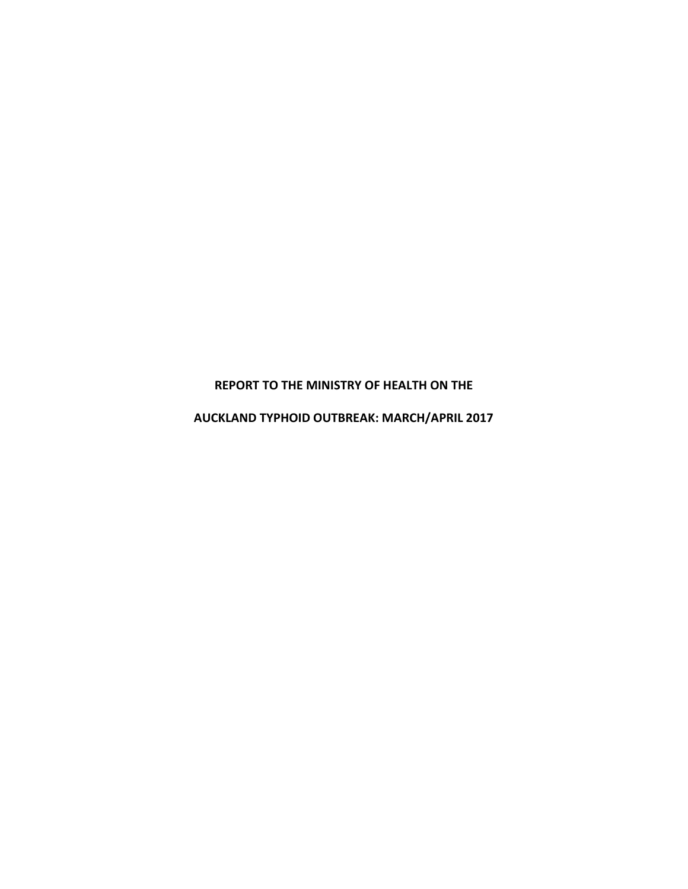# REPORT TO THE MINISTRY OF HEALTH ON THE

# AUCKLAND TYPHOID OUTBREAK: MARCH/APRIL 2017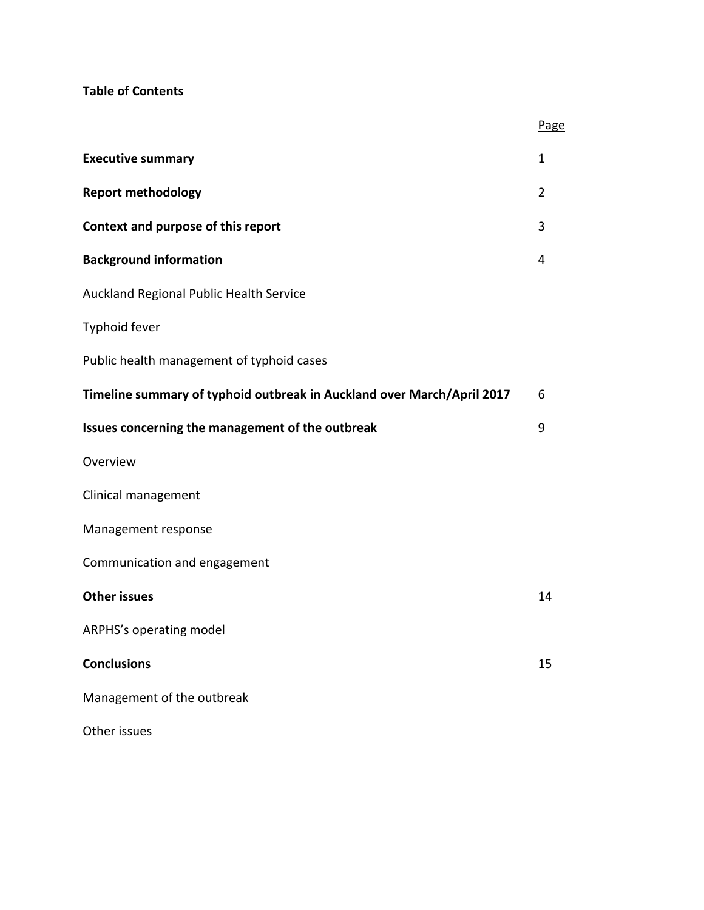**Table of Contents**

| | Page |
|---|---|
| **Executive summary** | 1 |
| **Report methodology** | 2 |
| **Context and purpose of this report** | 3 |
| **Background information** | 4 |
| Auckland Regional Public Health Service | |
| Typhoid fever | |
| Public health management of typhoid cases | |
| **Timeline summary of typhoid outbreak in Auckland over March/April 2017** | 6 |
| **Issues concerning the management of the outbreak** | 9 |
| Overview | |
| Clinical management | |
| Management response | |
| Communication and engagement | |
| **Other issues** | 14 |
| ARPHS's operating model | |
| **Conclusions** | 15 |
| Management of the outbreak | |
| Other issues | |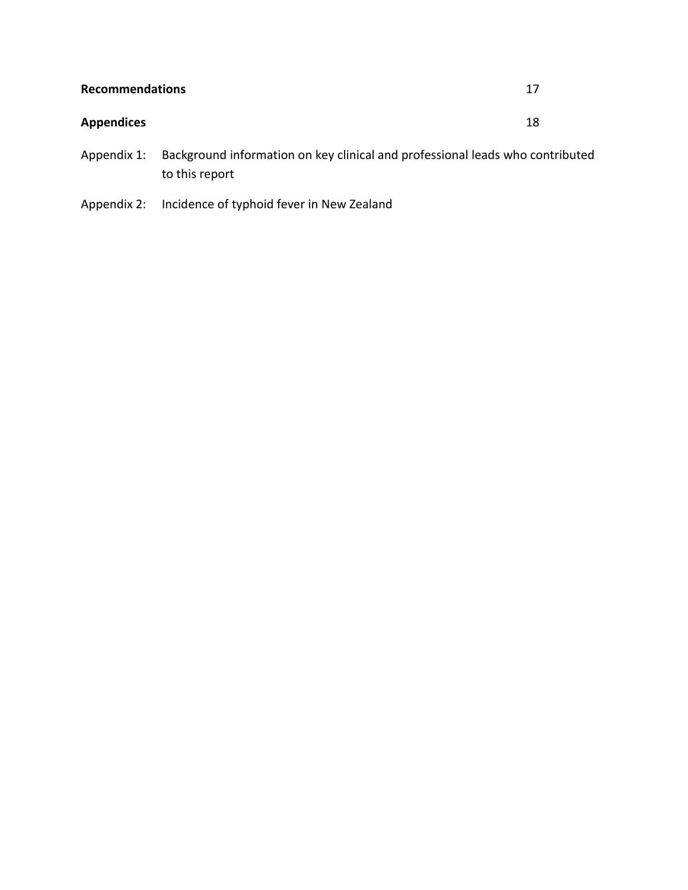| | |
|---|---|
| **Recommendations** | 17 |
| **Appendices** | 18 |

Appendix 1: Background information on key clinical and professional leads who contributed to this report

Appendix 2: Incidence of typhoid fever in New Zealand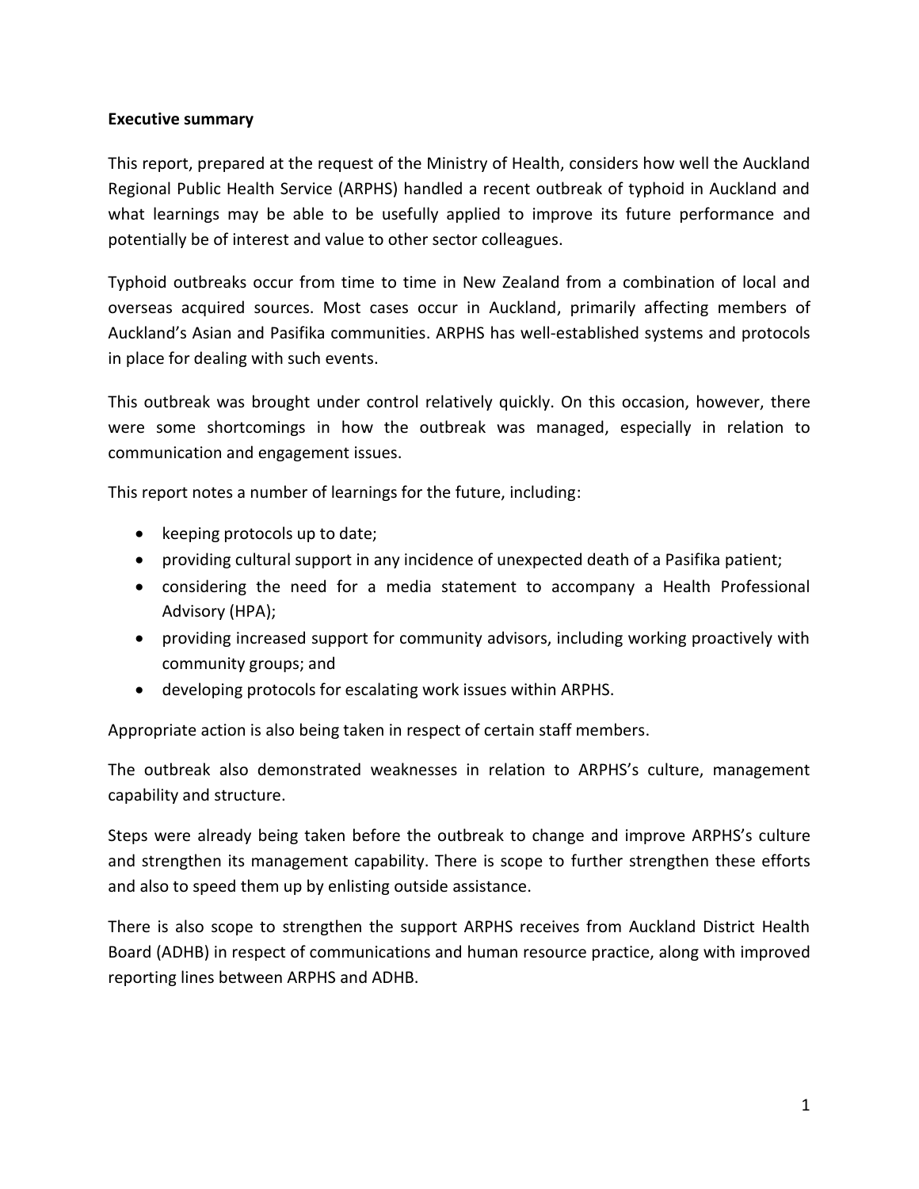**Executive summary**

This report, prepared at the request of the Ministry of Health, considers how well the Auckland Regional Public Health Service (ARPHS) handled a recent outbreak of typhoid in Auckland and what learnings may be able to be usefully applied to improve its future performance and potentially be of interest and value to other sector colleagues.

Typhoid outbreaks occur from time to time in New Zealand from a combination of local and overseas acquired sources. Most cases occur in Auckland, primarily affecting members of Auckland's Asian and Pasifika communities. ARPHS has well-established systems and protocols in place for dealing with such events.

This outbreak was brought under control relatively quickly. On this occasion, however, there were some shortcomings in how the outbreak was managed, especially in relation to communication and engagement issues.

This report notes a number of learnings for the future, including:

- keeping protocols up to date;
- providing cultural support in any incidence of unexpected death of a Pasifika patient;
- considering the need for a media statement to accompany a Health Professional Advisory (HPA);
- providing increased support for community advisors, including working proactively with community groups; and
- developing protocols for escalating work issues within ARPHS.

Appropriate action is also being taken in respect of certain staff members.

The outbreak also demonstrated weaknesses in relation to ARPHS's culture, management capability and structure.

Steps were already being taken before the outbreak to change and improve ARPHS's culture and strengthen its management capability. There is scope to further strengthen these efforts and also to speed them up by enlisting outside assistance.

There is also scope to strengthen the support ARPHS receives from Auckland District Health Board (ADHB) in respect of communications and human resource practice, along with improved reporting lines between ARPHS and ADHB.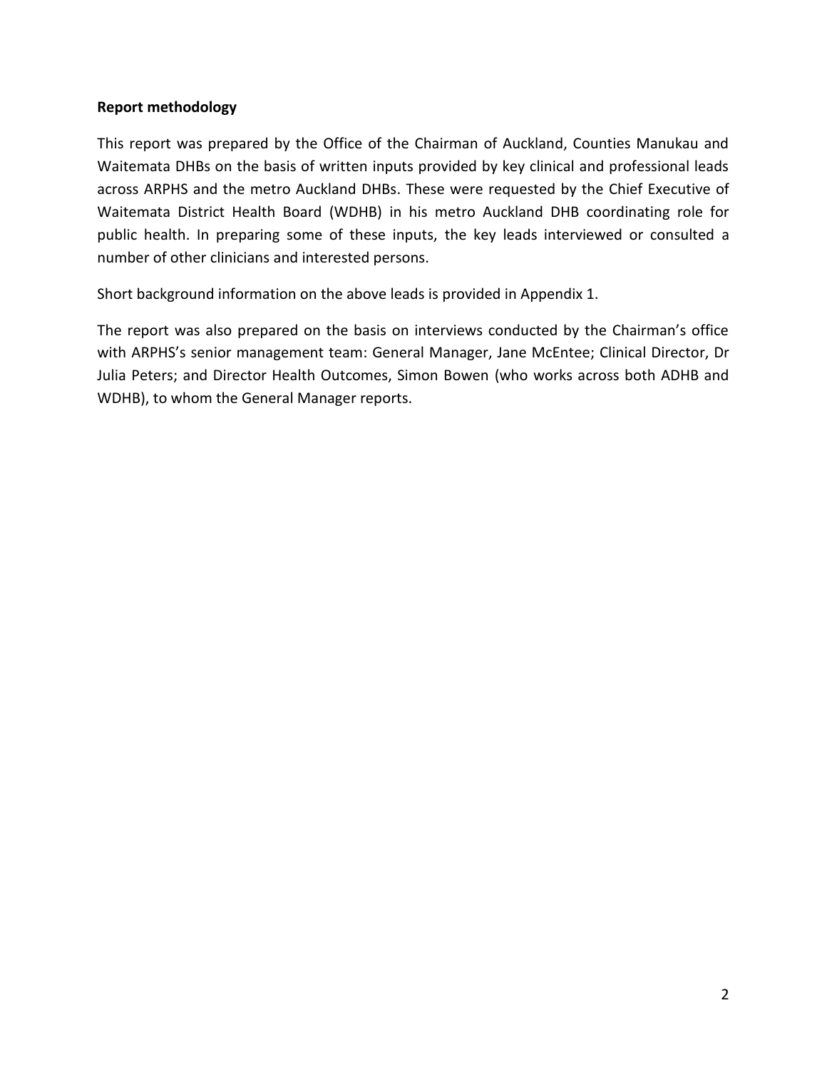**Report methodology**

This report was prepared by the Office of the Chairman of Auckland, Counties Manukau and Waitemata DHBs on the basis of written inputs provided by key clinical and professional leads across ARPHS and the metro Auckland DHBs. These were requested by the Chief Executive of Waitemata District Health Board (WDHB) in his metro Auckland DHB coordinating role for public health. In preparing some of these inputs, the key leads interviewed or consulted a number of other clinicians and interested persons.

Short background information on the above leads is provided in Appendix 1.

The report was also prepared on the basis on interviews conducted by the Chairman's office with ARPHS's senior management team: General Manager, Jane McEntee; Clinical Director, Dr Julia Peters; and Director Health Outcomes, Simon Bowen (who works across both ADHB and WDHB), to whom the General Manager reports.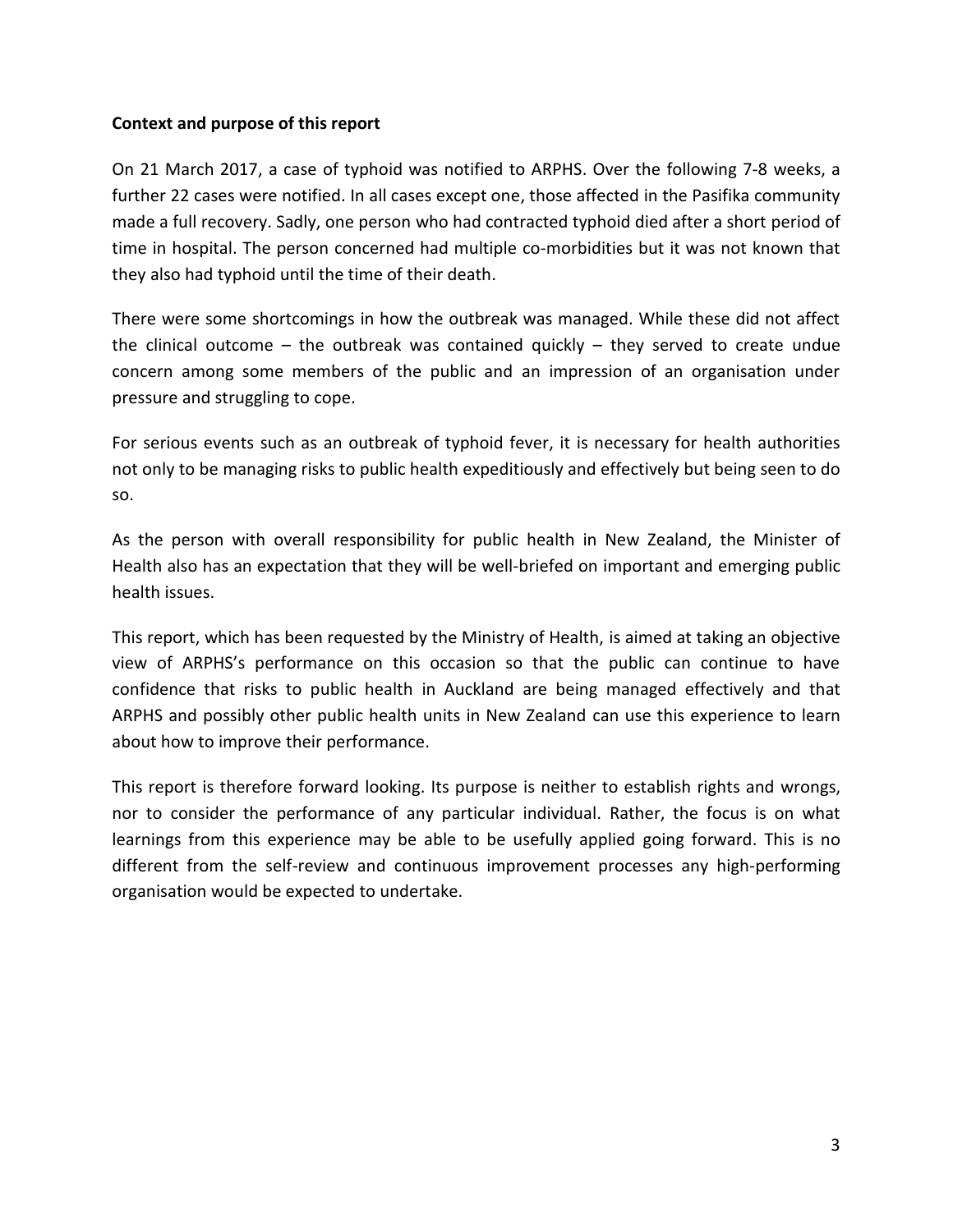**Context and purpose of this report**

On 21 March 2017, a case of typhoid was notified to ARPHS. Over the following 7-8 weeks, a further 22 cases were notified. In all cases except one, those affected in the Pasifika community made a full recovery. Sadly, one person who had contracted typhoid died after a short period of time in hospital. The person concerned had multiple co-morbidities but it was not known that they also had typhoid until the time of their death.

There were some shortcomings in how the outbreak was managed. While these did not affect the clinical outcome – the outbreak was contained quickly – they served to create undue concern among some members of the public and an impression of an organisation under pressure and struggling to cope.

For serious events such as an outbreak of typhoid fever, it is necessary for health authorities not only to be managing risks to public health expeditiously and effectively but being seen to do so.

As the person with overall responsibility for public health in New Zealand, the Minister of Health also has an expectation that they will be well-briefed on important and emerging public health issues.

This report, which has been requested by the Ministry of Health, is aimed at taking an objective view of ARPHS's performance on this occasion so that the public can continue to have confidence that risks to public health in Auckland are being managed effectively and that ARPHS and possibly other public health units in New Zealand can use this experience to learn about how to improve their performance.

This report is therefore forward looking. Its purpose is neither to establish rights and wrongs, nor to consider the performance of any particular individual. Rather, the focus is on what learnings from this experience may be able to be usefully applied going forward. This is no different from the self-review and continuous improvement processes any high-performing organisation would be expected to undertake.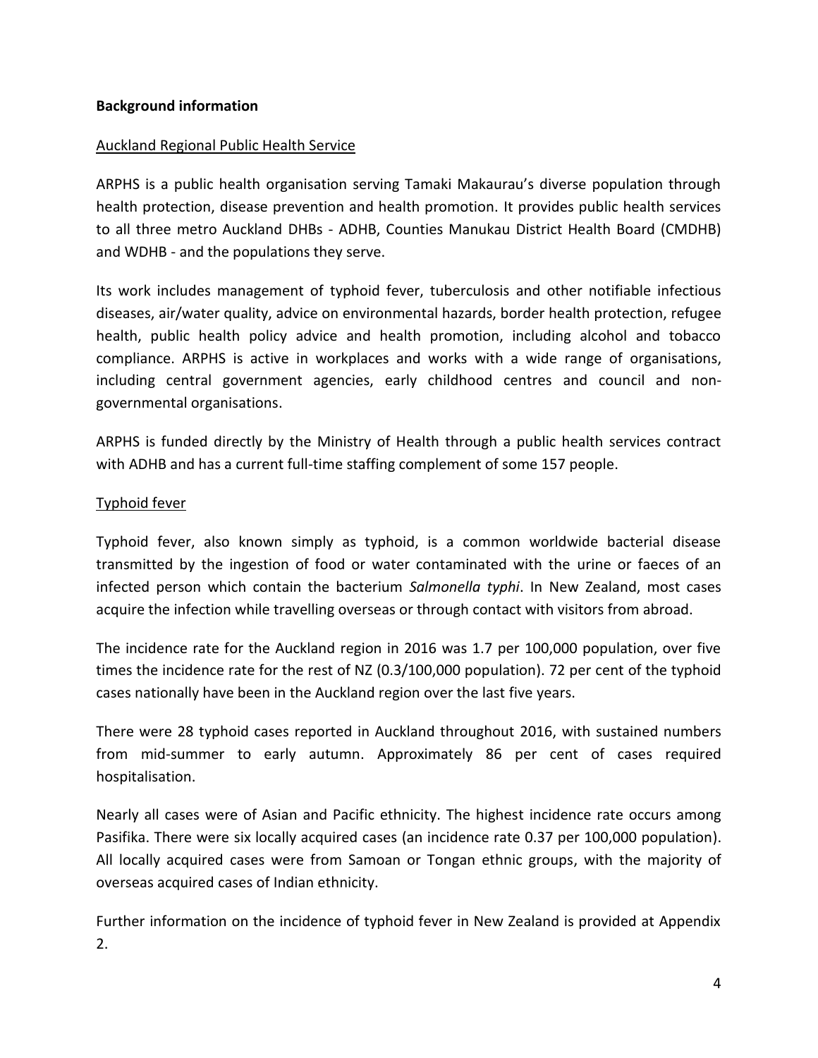**Background information**

Auckland Regional Public Health Service

ARPHS is a public health organisation serving Tamaki Makaurau's diverse population through health protection, disease prevention and health promotion. It provides public health services to all three metro Auckland DHBs - ADHB, Counties Manukau District Health Board (CMDHB) and WDHB - and the populations they serve.

Its work includes management of typhoid fever, tuberculosis and other notifiable infectious diseases, air/water quality, advice on environmental hazards, border health protection, refugee health, public health policy advice and health promotion, including alcohol and tobacco compliance. ARPHS is active in workplaces and works with a wide range of organisations, including central government agencies, early childhood centres and council and non-governmental organisations.

ARPHS is funded directly by the Ministry of Health through a public health services contract with ADHB and has a current full-time staffing complement of some 157 people.

Typhoid fever

Typhoid fever, also known simply as typhoid, is a common worldwide bacterial disease transmitted by the ingestion of food or water contaminated with the urine or faeces of an infected person which contain the bacterium *Salmonella typhi*. In New Zealand, most cases acquire the infection while travelling overseas or through contact with visitors from abroad.

The incidence rate for the Auckland region in 2016 was 1.7 per 100,000 population, over five times the incidence rate for the rest of NZ (0.3/100,000 population). 72 per cent of the typhoid cases nationally have been in the Auckland region over the last five years.

There were 28 typhoid cases reported in Auckland throughout 2016, with sustained numbers from mid-summer to early autumn. Approximately 86 per cent of cases required hospitalisation.

Nearly all cases were of Asian and Pacific ethnicity. The highest incidence rate occurs among Pasifika. There were six locally acquired cases (an incidence rate 0.37 per 100,000 population). All locally acquired cases were from Samoan or Tongan ethnic groups, with the majority of overseas acquired cases of Indian ethnicity.

Further information on the incidence of typhoid fever in New Zealand is provided at Appendix 2.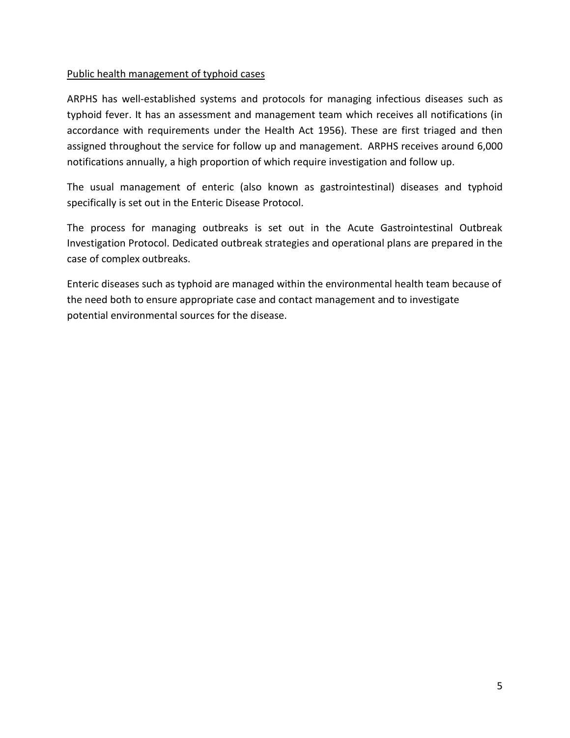Public health management of typhoid cases

ARPHS has well-established systems and protocols for managing infectious diseases such as typhoid fever. It has an assessment and management team which receives all notifications (in accordance with requirements under the Health Act 1956). These are first triaged and then assigned throughout the service for follow up and management. ARPHS receives around 6,000 notifications annually, a high proportion of which require investigation and follow up.

The usual management of enteric (also known as gastrointestinal) diseases and typhoid specifically is set out in the Enteric Disease Protocol.

The process for managing outbreaks is set out in the Acute Gastrointestinal Outbreak Investigation Protocol. Dedicated outbreak strategies and operational plans are prepared in the case of complex outbreaks.

Enteric diseases such as typhoid are managed within the environmental health team because of the need both to ensure appropriate case and contact management and to investigate potential environmental sources for the disease.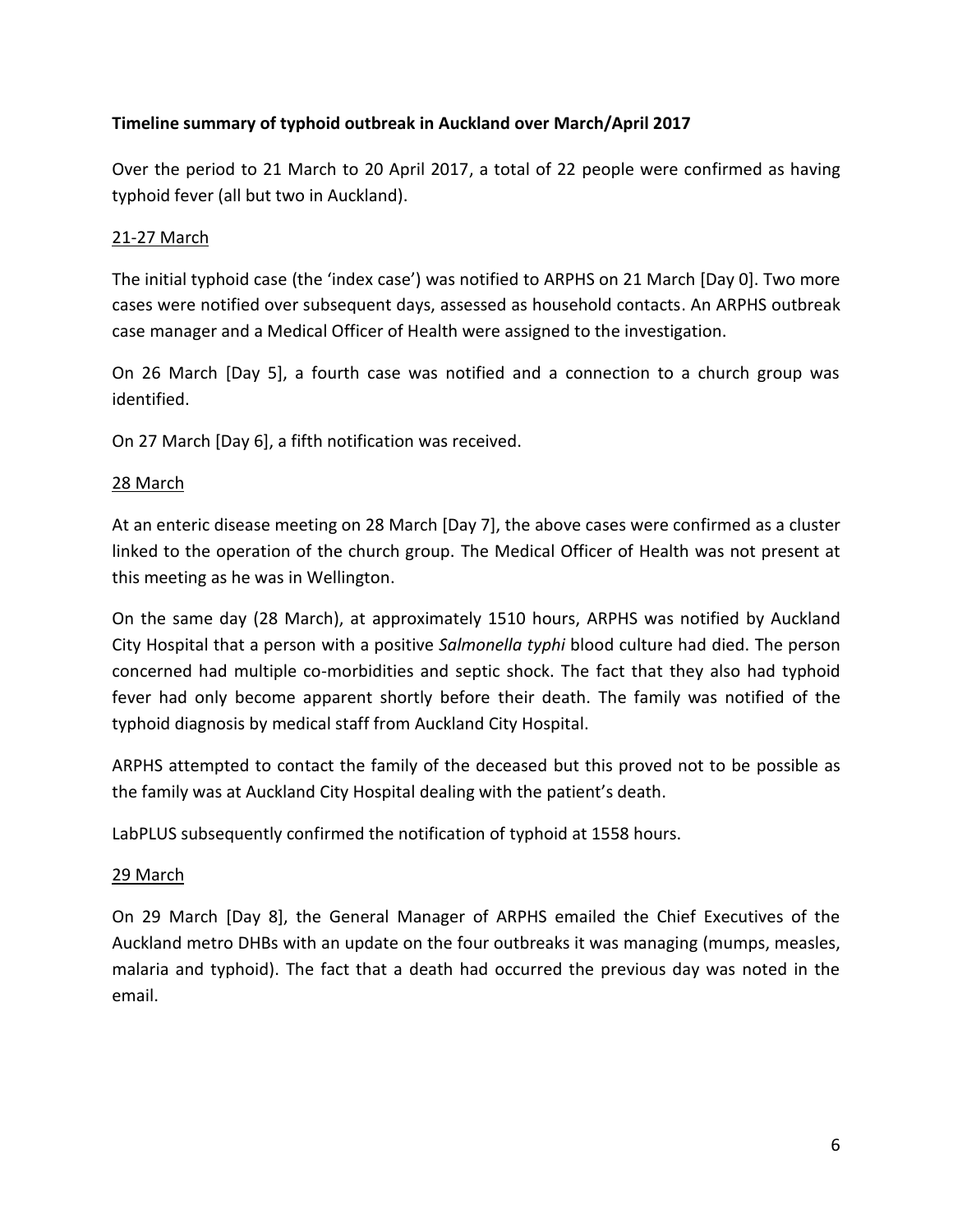**Timeline summary of typhoid outbreak in Auckland over March/April 2017**

Over the period to 21 March to 20 April 2017, a total of 22 people were confirmed as having typhoid fever (all but two in Auckland).

21-27 March

The initial typhoid case (the 'index case') was notified to ARPHS on 21 March [Day 0]. Two more cases were notified over subsequent days, assessed as household contacts. An ARPHS outbreak case manager and a Medical Officer of Health were assigned to the investigation.

On 26 March [Day 5], a fourth case was notified and a connection to a church group was identified.

On 27 March [Day 6], a fifth notification was received.

28 March

At an enteric disease meeting on 28 March [Day 7], the above cases were confirmed as a cluster linked to the operation of the church group. The Medical Officer of Health was not present at this meeting as he was in Wellington.

On the same day (28 March), at approximately 1510 hours, ARPHS was notified by Auckland City Hospital that a person with a positive *Salmonella typhi* blood culture had died. The person concerned had multiple co-morbidities and septic shock. The fact that they also had typhoid fever had only become apparent shortly before their death. The family was notified of the typhoid diagnosis by medical staff from Auckland City Hospital.

ARPHS attempted to contact the family of the deceased but this proved not to be possible as the family was at Auckland City Hospital dealing with the patient's death.

LabPLUS subsequently confirmed the notification of typhoid at 1558 hours.

29 March

On 29 March [Day 8], the General Manager of ARPHS emailed the Chief Executives of the Auckland metro DHBs with an update on the four outbreaks it was managing (mumps, measles, malaria and typhoid). The fact that a death had occurred the previous day was noted in the email.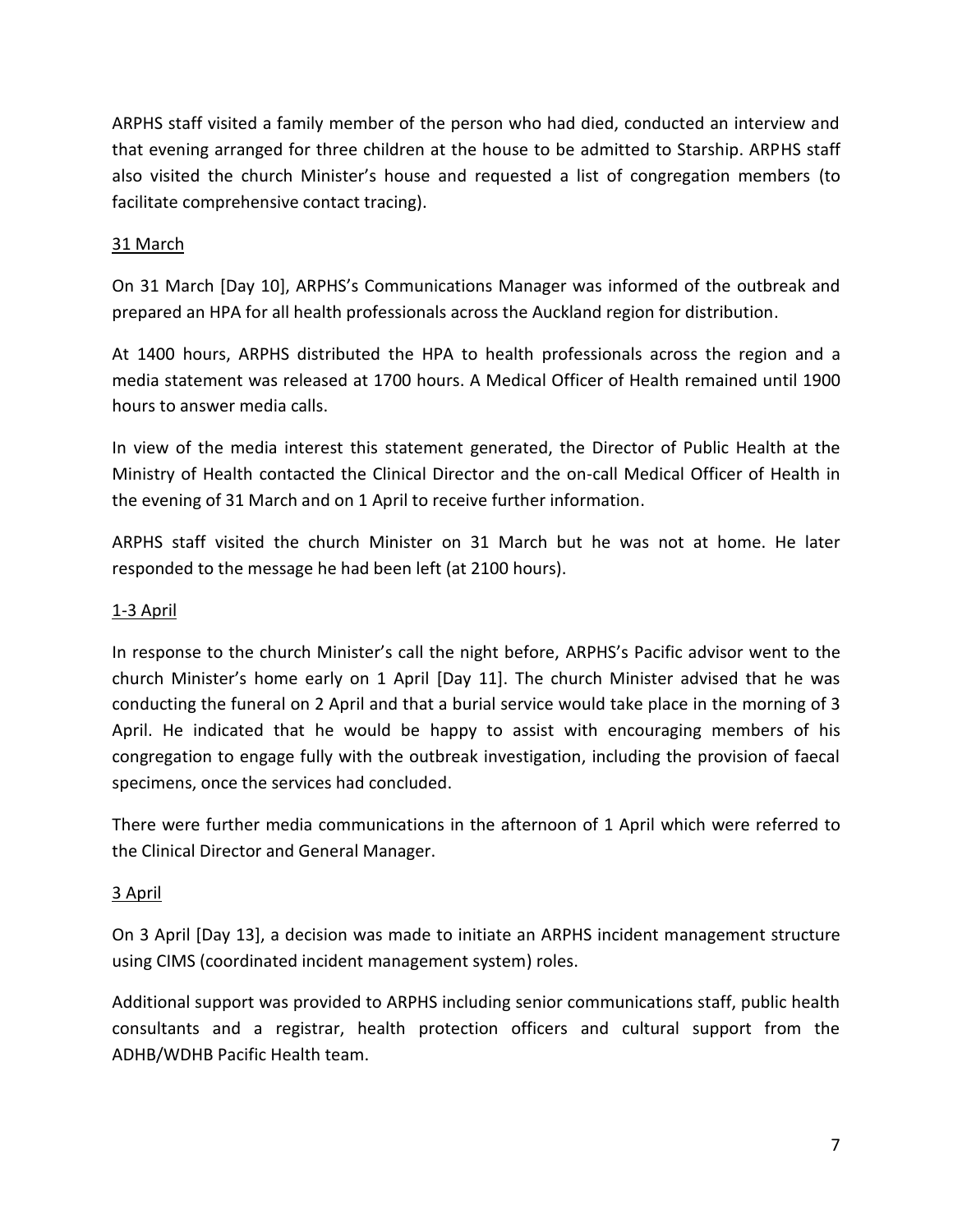ARPHS staff visited a family member of the person who had died, conducted an interview and that evening arranged for three children at the house to be admitted to Starship. ARPHS staff also visited the church Minister's house and requested a list of congregation members (to facilitate comprehensive contact tracing).

<u>31 March</u>

On 31 March [Day 10], ARPHS's Communications Manager was informed of the outbreak and prepared an HPA for all health professionals across the Auckland region for distribution.

At 1400 hours, ARPHS distributed the HPA to health professionals across the region and a media statement was released at 1700 hours. A Medical Officer of Health remained until 1900 hours to answer media calls.

In view of the media interest this statement generated, the Director of Public Health at the Ministry of Health contacted the Clinical Director and the on-call Medical Officer of Health in the evening of 31 March and on 1 April to receive further information.

ARPHS staff visited the church Minister on 31 March but he was not at home. He later responded to the message he had been left (at 2100 hours).

<u>1-3 April</u>

In response to the church Minister's call the night before, ARPHS's Pacific advisor went to the church Minister's home early on 1 April [Day 11]. The church Minister advised that he was conducting the funeral on 2 April and that a burial service would take place in the morning of 3 April. He indicated that he would be happy to assist with encouraging members of his congregation to engage fully with the outbreak investigation, including the provision of faecal specimens, once the services had concluded.

There were further media communications in the afternoon of 1 April which were referred to the Clinical Director and General Manager.

<u>3 April</u>

On 3 April [Day 13], a decision was made to initiate an ARPHS incident management structure using CIMS (coordinated incident management system) roles.

Additional support was provided to ARPHS including senior communications staff, public health consultants and a registrar, health protection officers and cultural support from the ADHB/WDHB Pacific Health team.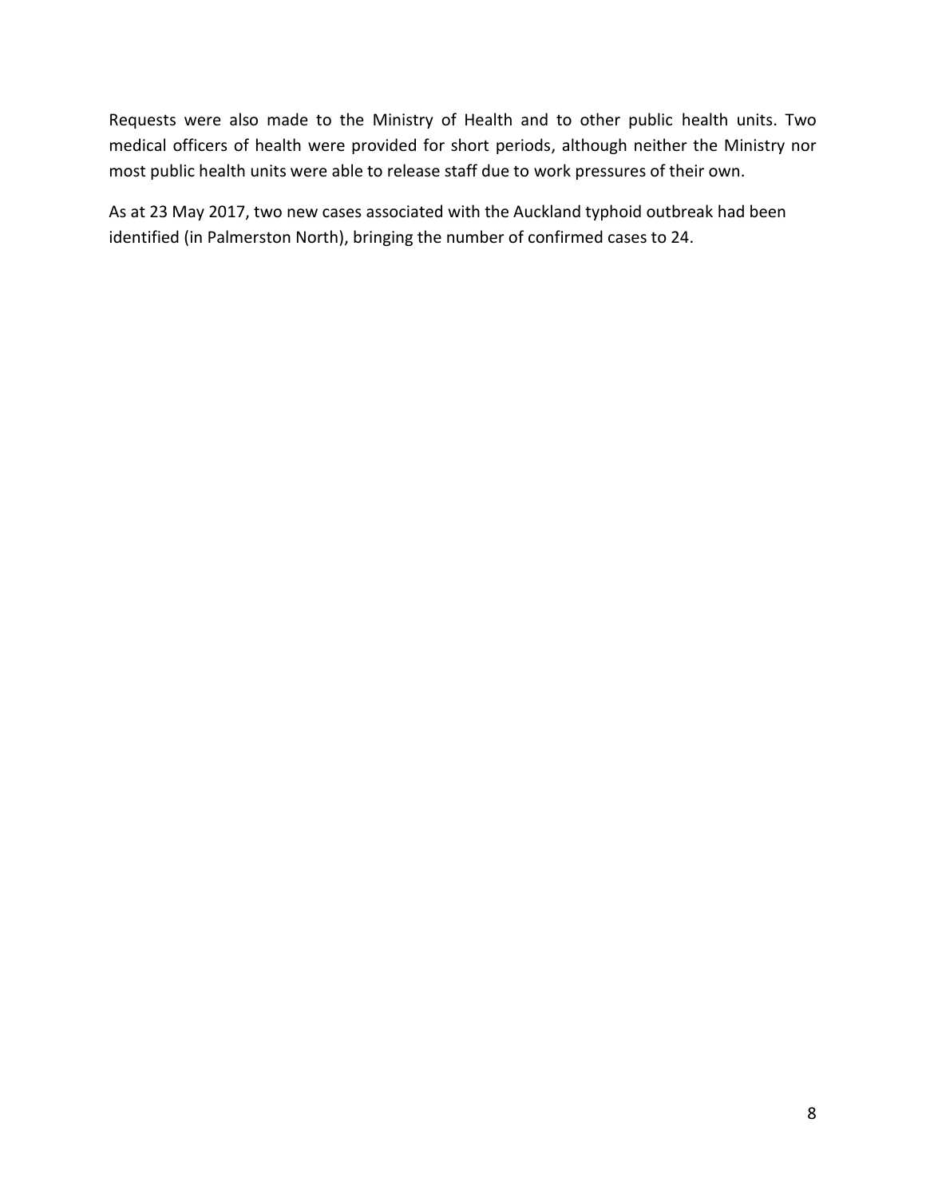Requests were also made to the Ministry of Health and to other public health units. Two medical officers of health were provided for short periods, although neither the Ministry nor most public health units were able to release staff due to work pressures of their own.

As at 23 May 2017, two new cases associated with the Auckland typhoid outbreak had been identified (in Palmerston North), bringing the number of confirmed cases to 24.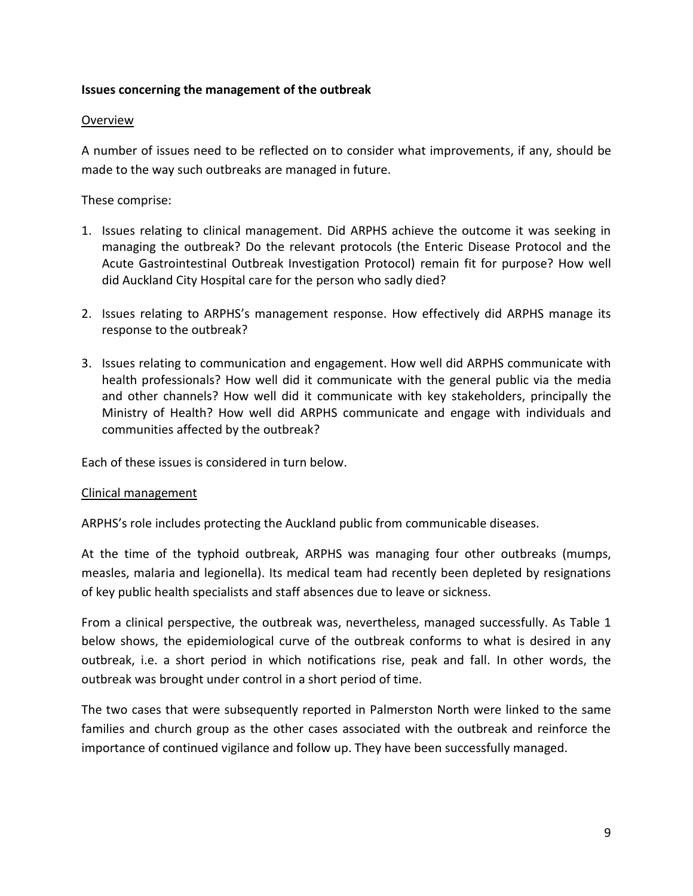**Issues concerning the management of the outbreak**

Overview

A number of issues need to be reflected on to consider what improvements, if any, should be made to the way such outbreaks are managed in future.

These comprise:

1. Issues relating to clinical management. Did ARPHS achieve the outcome it was seeking in managing the outbreak? Do the relevant protocols (the Enteric Disease Protocol and the Acute Gastrointestinal Outbreak Investigation Protocol) remain fit for purpose? How well did Auckland City Hospital care for the person who sadly died?

2. Issues relating to ARPHS's management response. How effectively did ARPHS manage its response to the outbreak?

3. Issues relating to communication and engagement. How well did ARPHS communicate with health professionals? How well did it communicate with the general public via the media and other channels? How well did it communicate with key stakeholders, principally the Ministry of Health? How well did ARPHS communicate and engage with individuals and communities affected by the outbreak?

Each of these issues is considered in turn below.

Clinical management

ARPHS's role includes protecting the Auckland public from communicable diseases.

At the time of the typhoid outbreak, ARPHS was managing four other outbreaks (mumps, measles, malaria and legionella). Its medical team had recently been depleted by resignations of key public health specialists and staff absences due to leave or sickness.

From a clinical perspective, the outbreak was, nevertheless, managed successfully. As Table 1 below shows, the epidemiological curve of the outbreak conforms to what is desired in any outbreak, i.e. a short period in which notifications rise, peak and fall. In other words, the outbreak was brought under control in a short period of time.

The two cases that were subsequently reported in Palmerston North were linked to the same families and church group as the other cases associated with the outbreak and reinforce the importance of continued vigilance and follow up. They have been successfully managed.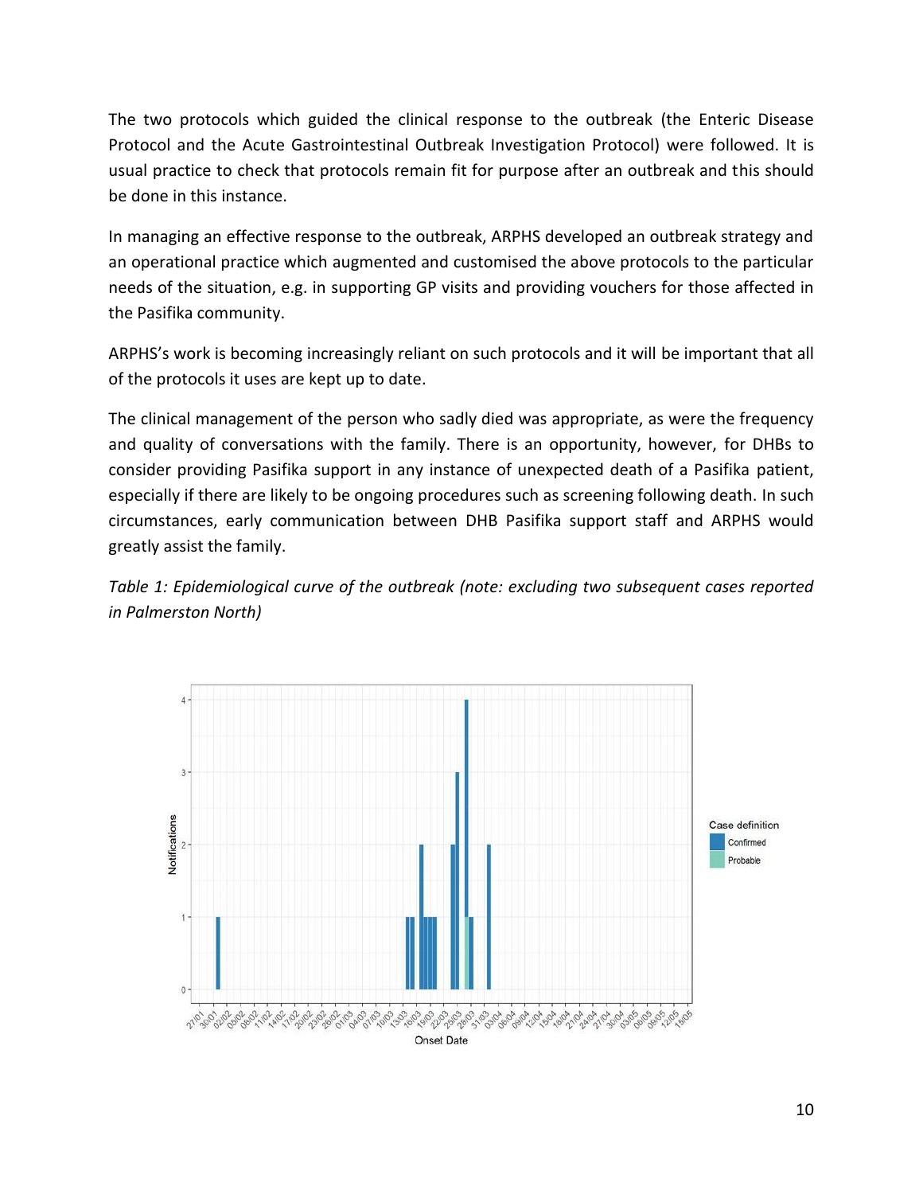The two protocols which guided the clinical response to the outbreak (the Enteric Disease Protocol and the Acute Gastrointestinal Outbreak Investigation Protocol) were followed. It is usual practice to check that protocols remain fit for purpose after an outbreak and this should be done in this instance.

In managing an effective response to the outbreak, ARPHS developed an outbreak strategy and an operational practice which augmented and customised the above protocols to the particular needs of the situation, e.g. in supporting GP visits and providing vouchers for those affected in the Pasifika community.

ARPHS's work is becoming increasingly reliant on such protocols and it will be important that all of the protocols it uses are kept up to date.

The clinical management of the person who sadly died was appropriate, as were the frequency and quality of conversations with the family. There is an opportunity, however, for DHBs to consider providing Pasifika support in any instance of unexpected death of a Pasifika patient, especially if there are likely to be ongoing procedures such as screening following death. In such circumstances, early communication between DHB Pasifika support staff and ARPHS would greatly assist the family.

*Table 1: Epidemiological curve of the outbreak (note: excluding two subsequent cases reported in Palmerston North)*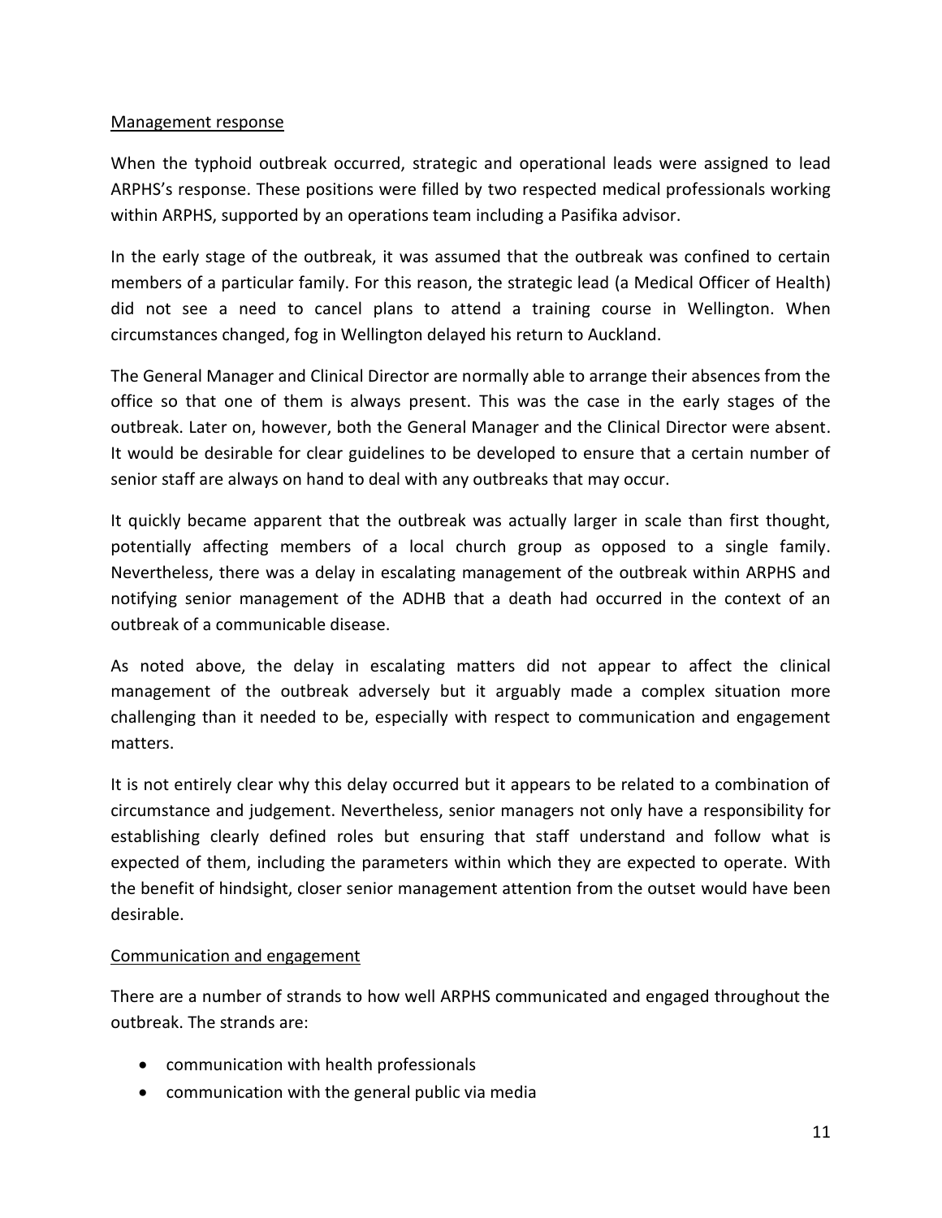Management response

When the typhoid outbreak occurred, strategic and operational leads were assigned to lead ARPHS's response. These positions were filled by two respected medical professionals working within ARPHS, supported by an operations team including a Pasifika advisor.

In the early stage of the outbreak, it was assumed that the outbreak was confined to certain members of a particular family. For this reason, the strategic lead (a Medical Officer of Health) did not see a need to cancel plans to attend a training course in Wellington. When circumstances changed, fog in Wellington delayed his return to Auckland.

The General Manager and Clinical Director are normally able to arrange their absences from the office so that one of them is always present. This was the case in the early stages of the outbreak. Later on, however, both the General Manager and the Clinical Director were absent. It would be desirable for clear guidelines to be developed to ensure that a certain number of senior staff are always on hand to deal with any outbreaks that may occur.

It quickly became apparent that the outbreak was actually larger in scale than first thought, potentially affecting members of a local church group as opposed to a single family. Nevertheless, there was a delay in escalating management of the outbreak within ARPHS and notifying senior management of the ADHB that a death had occurred in the context of an outbreak of a communicable disease.

As noted above, the delay in escalating matters did not appear to affect the clinical management of the outbreak adversely but it arguably made a complex situation more challenging than it needed to be, especially with respect to communication and engagement matters.

It is not entirely clear why this delay occurred but it appears to be related to a combination of circumstance and judgement. Nevertheless, senior managers not only have a responsibility for establishing clearly defined roles but ensuring that staff understand and follow what is expected of them, including the parameters within which they are expected to operate. With the benefit of hindsight, closer senior management attention from the outset would have been desirable.

Communication and engagement

There are a number of strands to how well ARPHS communicated and engaged throughout the outbreak. The strands are:

- communication with health professionals
- communication with the general public via media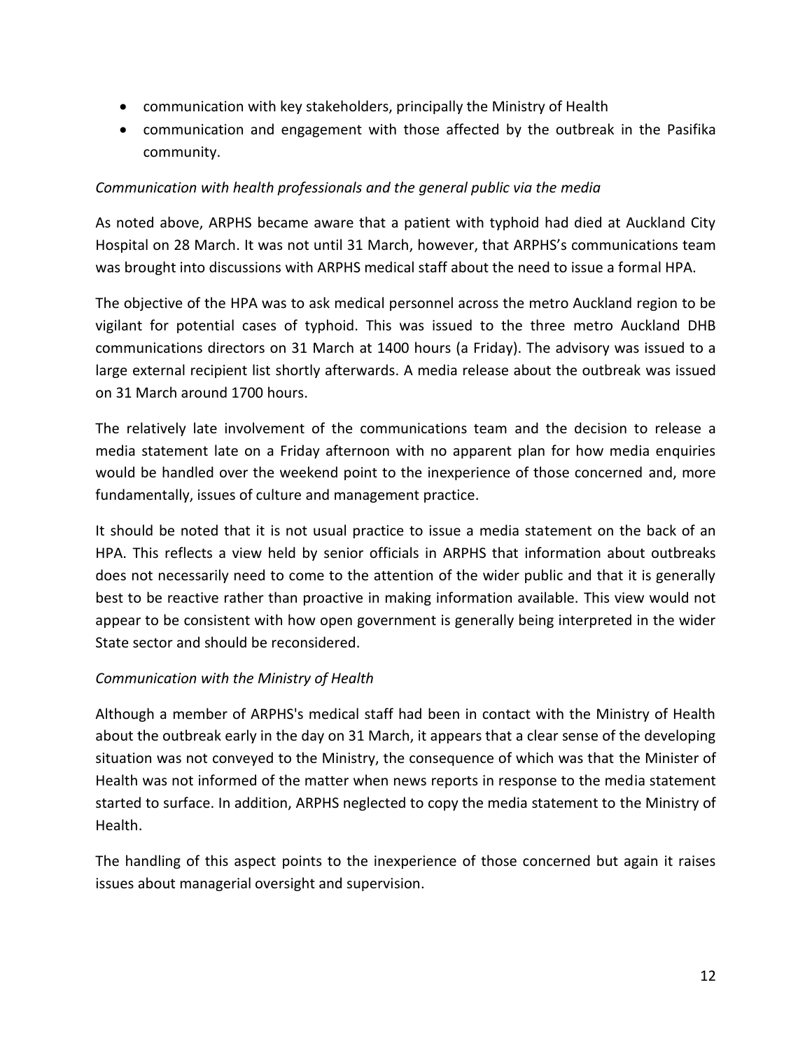- communication with key stakeholders, principally the Ministry of Health
- communication and engagement with those affected by the outbreak in the Pasifika community.

*Communication with health professionals and the general public via the media*

As noted above, ARPHS became aware that a patient with typhoid had died at Auckland City Hospital on 28 March. It was not until 31 March, however, that ARPHS's communications team was brought into discussions with ARPHS medical staff about the need to issue a formal HPA.

The objective of the HPA was to ask medical personnel across the metro Auckland region to be vigilant for potential cases of typhoid. This was issued to the three metro Auckland DHB communications directors on 31 March at 1400 hours (a Friday). The advisory was issued to a large external recipient list shortly afterwards. A media release about the outbreak was issued on 31 March around 1700 hours.

The relatively late involvement of the communications team and the decision to release a media statement late on a Friday afternoon with no apparent plan for how media enquiries would be handled over the weekend point to the inexperience of those concerned and, more fundamentally, issues of culture and management practice.

It should be noted that it is not usual practice to issue a media statement on the back of an HPA. This reflects a view held by senior officials in ARPHS that information about outbreaks does not necessarily need to come to the attention of the wider public and that it is generally best to be reactive rather than proactive in making information available. This view would not appear to be consistent with how open government is generally being interpreted in the wider State sector and should be reconsidered.

*Communication with the Ministry of Health*

Although a member of ARPHS's medical staff had been in contact with the Ministry of Health about the outbreak early in the day on 31 March, it appears that a clear sense of the developing situation was not conveyed to the Ministry, the consequence of which was that the Minister of Health was not informed of the matter when news reports in response to the media statement started to surface. In addition, ARPHS neglected to copy the media statement to the Ministry of Health.

The handling of this aspect points to the inexperience of those concerned but again it raises issues about managerial oversight and supervision.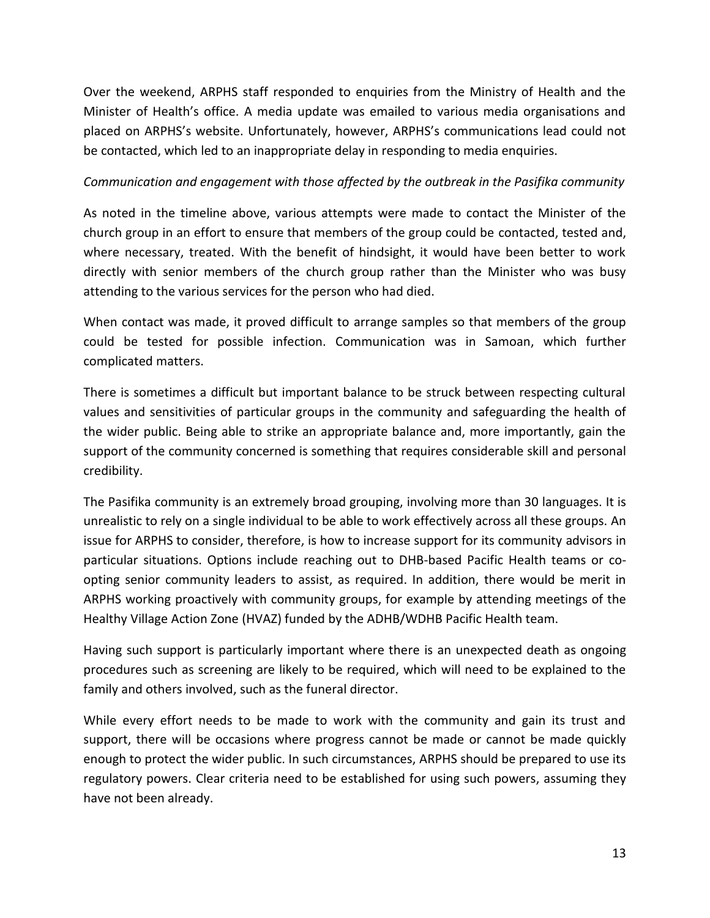Over the weekend, ARPHS staff responded to enquiries from the Ministry of Health and the Minister of Health's office. A media update was emailed to various media organisations and placed on ARPHS's website. Unfortunately, however, ARPHS's communications lead could not be contacted, which led to an inappropriate delay in responding to media enquiries.

*Communication and engagement with those affected by the outbreak in the Pasifika community*

As noted in the timeline above, various attempts were made to contact the Minister of the church group in an effort to ensure that members of the group could be contacted, tested and, where necessary, treated. With the benefit of hindsight, it would have been better to work directly with senior members of the church group rather than the Minister who was busy attending to the various services for the person who had died.

When contact was made, it proved difficult to arrange samples so that members of the group could be tested for possible infection. Communication was in Samoan, which further complicated matters.

There is sometimes a difficult but important balance to be struck between respecting cultural values and sensitivities of particular groups in the community and safeguarding the health of the wider public. Being able to strike an appropriate balance and, more importantly, gain the support of the community concerned is something that requires considerable skill and personal credibility.

The Pasifika community is an extremely broad grouping, involving more than 30 languages. It is unrealistic to rely on a single individual to be able to work effectively across all these groups. An issue for ARPHS to consider, therefore, is how to increase support for its community advisors in particular situations. Options include reaching out to DHB-based Pacific Health teams or co-opting senior community leaders to assist, as required. In addition, there would be merit in ARPHS working proactively with community groups, for example by attending meetings of the Healthy Village Action Zone (HVAZ) funded by the ADHB/WDHB Pacific Health team.

Having such support is particularly important where there is an unexpected death as ongoing procedures such as screening are likely to be required, which will need to be explained to the family and others involved, such as the funeral director.

While every effort needs to be made to work with the community and gain its trust and support, there will be occasions where progress cannot be made or cannot be made quickly enough to protect the wider public. In such circumstances, ARPHS should be prepared to use its regulatory powers. Clear criteria need to be established for using such powers, assuming they have not been already.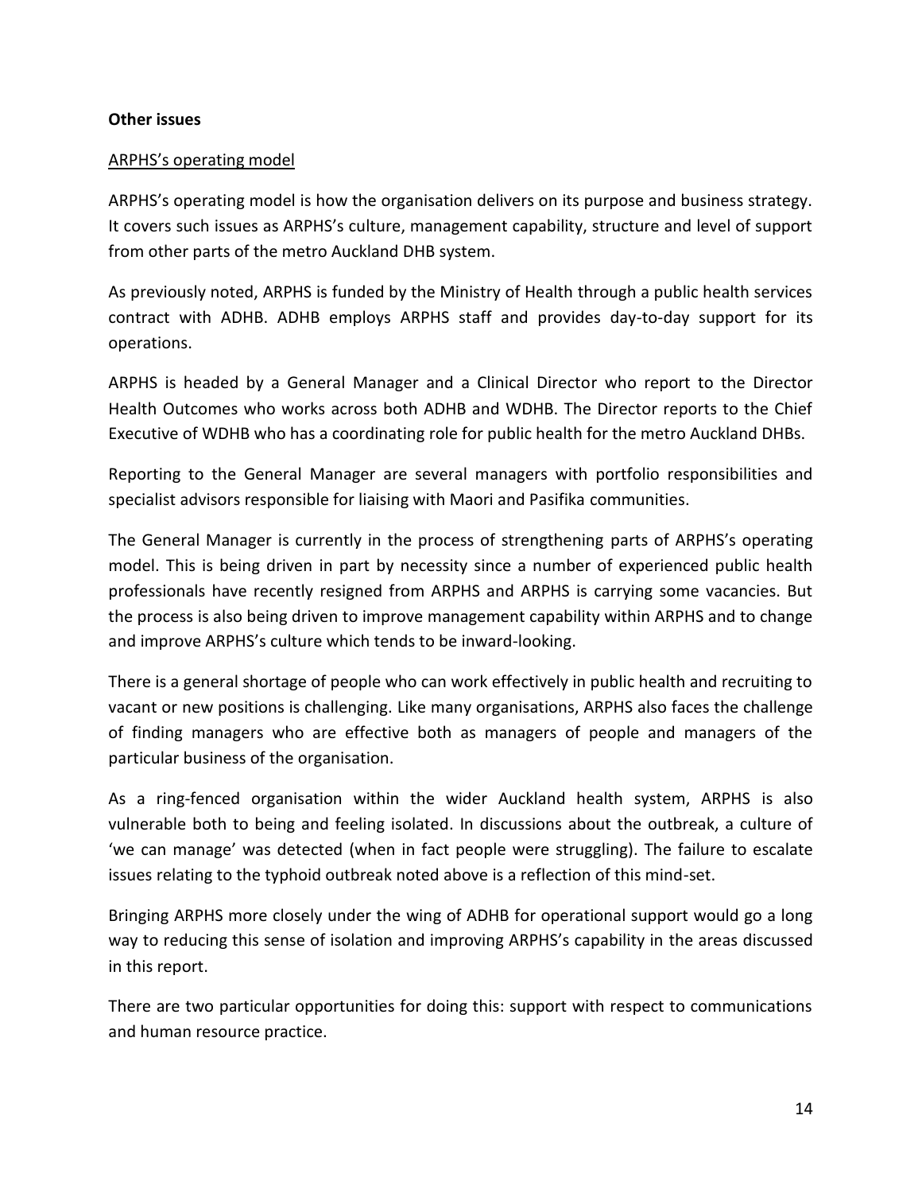**Other issues**

ARPHS's operating model

ARPHS's operating model is how the organisation delivers on its purpose and business strategy. It covers such issues as ARPHS's culture, management capability, structure and level of support from other parts of the metro Auckland DHB system.

As previously noted, ARPHS is funded by the Ministry of Health through a public health services contract with ADHB. ADHB employs ARPHS staff and provides day-to-day support for its operations.

ARPHS is headed by a General Manager and a Clinical Director who report to the Director Health Outcomes who works across both ADHB and WDHB. The Director reports to the Chief Executive of WDHB who has a coordinating role for public health for the metro Auckland DHBs.

Reporting to the General Manager are several managers with portfolio responsibilities and specialist advisors responsible for liaising with Maori and Pasifika communities.

The General Manager is currently in the process of strengthening parts of ARPHS's operating model. This is being driven in part by necessity since a number of experienced public health professionals have recently resigned from ARPHS and ARPHS is carrying some vacancies. But the process is also being driven to improve management capability within ARPHS and to change and improve ARPHS's culture which tends to be inward-looking.

There is a general shortage of people who can work effectively in public health and recruiting to vacant or new positions is challenging. Like many organisations, ARPHS also faces the challenge of finding managers who are effective both as managers of people and managers of the particular business of the organisation.

As a ring-fenced organisation within the wider Auckland health system, ARPHS is also vulnerable both to being and feeling isolated. In discussions about the outbreak, a culture of 'we can manage' was detected (when in fact people were struggling). The failure to escalate issues relating to the typhoid outbreak noted above is a reflection of this mind-set.

Bringing ARPHS more closely under the wing of ADHB for operational support would go a long way to reducing this sense of isolation and improving ARPHS's capability in the areas discussed in this report.

There are two particular opportunities for doing this: support with respect to communications and human resource practice.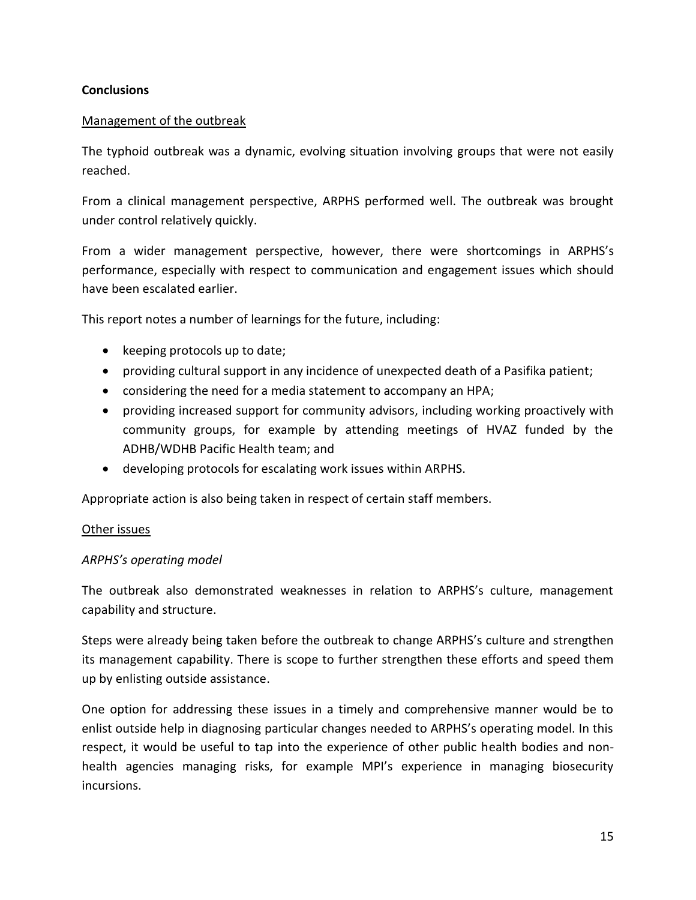**Conclusions**

Management of the outbreak

The typhoid outbreak was a dynamic, evolving situation involving groups that were not easily reached.

From a clinical management perspective, ARPHS performed well. The outbreak was brought under control relatively quickly.

From a wider management perspective, however, there were shortcomings in ARPHS's performance, especially with respect to communication and engagement issues which should have been escalated earlier.

This report notes a number of learnings for the future, including:

- keeping protocols up to date;
- providing cultural support in any incidence of unexpected death of a Pasifika patient;
- considering the need for a media statement to accompany an HPA;
- providing increased support for community advisors, including working proactively with community groups, for example by attending meetings of HVAZ funded by the ADHB/WDHB Pacific Health team; and
- developing protocols for escalating work issues within ARPHS.

Appropriate action is also being taken in respect of certain staff members.

Other issues

*ARPHS's operating model*

The outbreak also demonstrated weaknesses in relation to ARPHS's culture, management capability and structure.

Steps were already being taken before the outbreak to change ARPHS's culture and strengthen its management capability. There is scope to further strengthen these efforts and speed them up by enlisting outside assistance.

One option for addressing these issues in a timely and comprehensive manner would be to enlist outside help in diagnosing particular changes needed to ARPHS's operating model. In this respect, it would be useful to tap into the experience of other public health bodies and non-health agencies managing risks, for example MPI's experience in managing biosecurity incursions.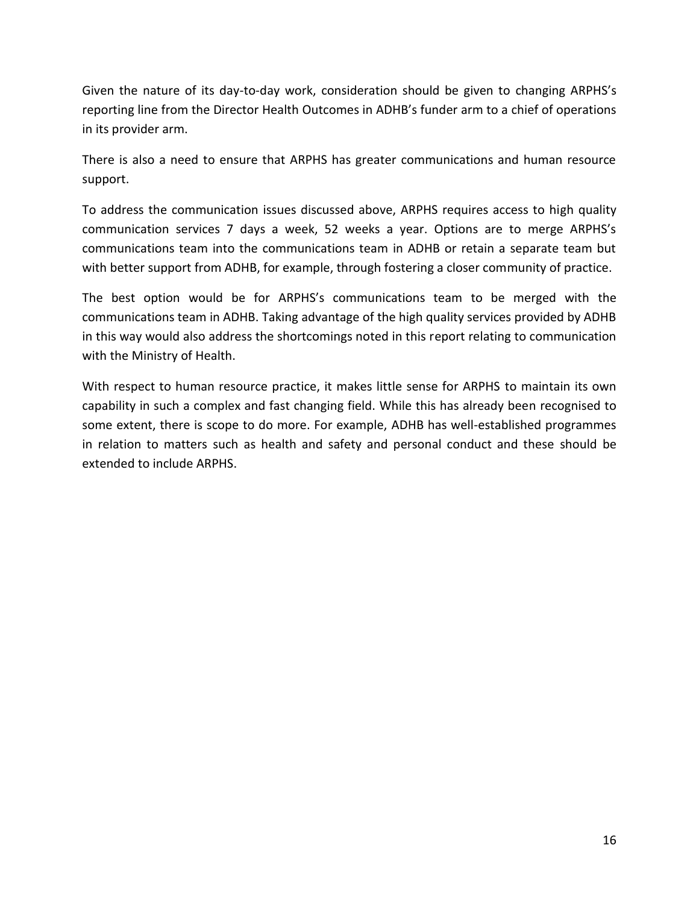Given the nature of its day-to-day work, consideration should be given to changing ARPHS's reporting line from the Director Health Outcomes in ADHB's funder arm to a chief of operations in its provider arm.

There is also a need to ensure that ARPHS has greater communications and human resource support.

To address the communication issues discussed above, ARPHS requires access to high quality communication services 7 days a week, 52 weeks a year. Options are to merge ARPHS's communications team into the communications team in ADHB or retain a separate team but with better support from ADHB, for example, through fostering a closer community of practice.

The best option would be for ARPHS's communications team to be merged with the communications team in ADHB. Taking advantage of the high quality services provided by ADHB in this way would also address the shortcomings noted in this report relating to communication with the Ministry of Health.

With respect to human resource practice, it makes little sense for ARPHS to maintain its own capability in such a complex and fast changing field. While this has already been recognised to some extent, there is scope to do more. For example, ADHB has well-established programmes in relation to matters such as health and safety and personal conduct and these should be extended to include ARPHS.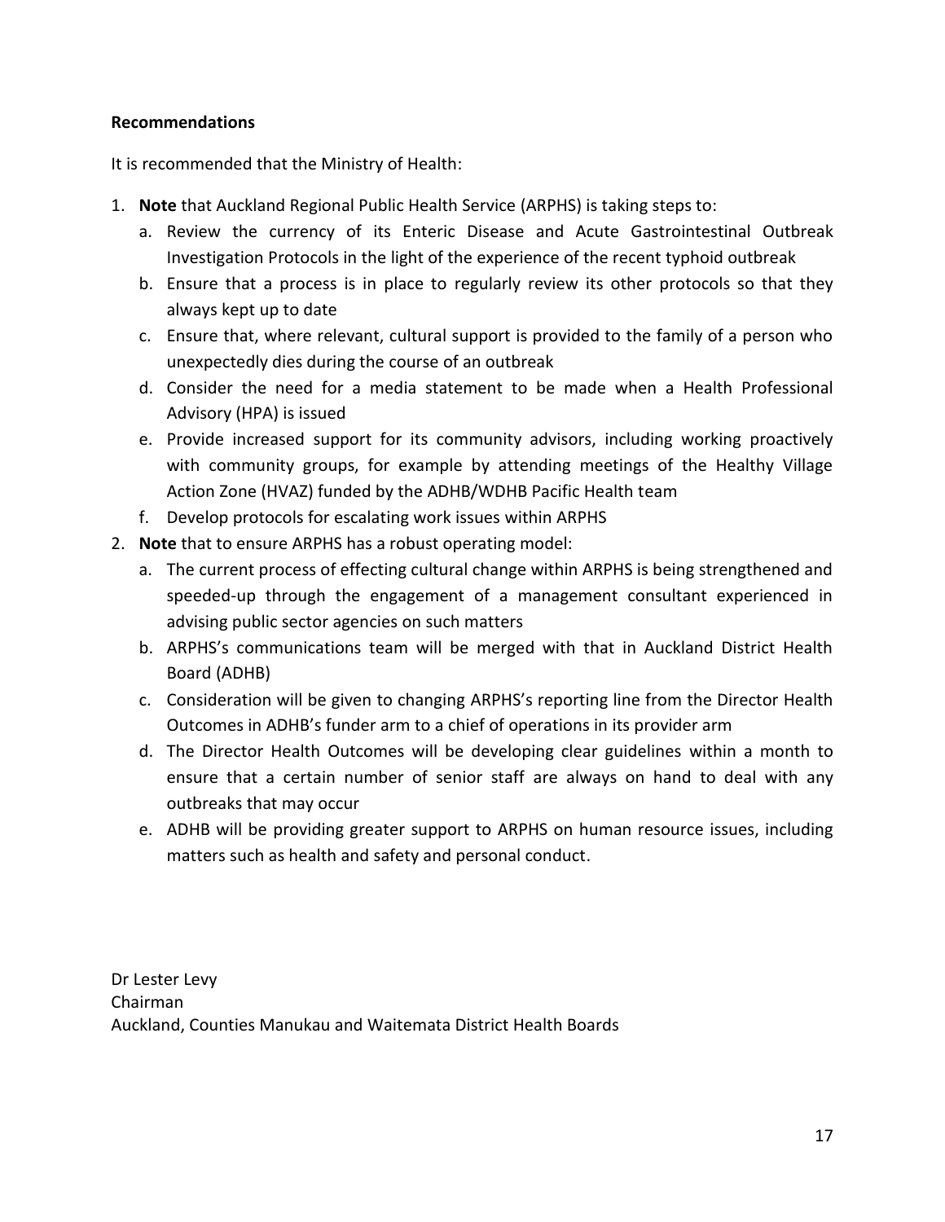**Recommendations**

It is recommended that the Ministry of Health:

1. **Note** that Auckland Regional Public Health Service (ARPHS) is taking steps to:
   a. Review the currency of its Enteric Disease and Acute Gastrointestinal Outbreak Investigation Protocols in the light of the experience of the recent typhoid outbreak
   b. Ensure that a process is in place to regularly review its other protocols so that they always kept up to date
   c. Ensure that, where relevant, cultural support is provided to the family of a person who unexpectedly dies during the course of an outbreak
   d. Consider the need for a media statement to be made when a Health Professional Advisory (HPA) is issued
   e. Provide increased support for its community advisors, including working proactively with community groups, for example by attending meetings of the Healthy Village Action Zone (HVAZ) funded by the ADHB/WDHB Pacific Health team
   f. Develop protocols for escalating work issues within ARPHS
2. **Note** that to ensure ARPHS has a robust operating model:
   a. The current process of effecting cultural change within ARPHS is being strengthened and speeded-up through the engagement of a management consultant experienced in advising public sector agencies on such matters
   b. ARPHS's communications team will be merged with that in Auckland District Health Board (ADHB)
   c. Consideration will be given to changing ARPHS's reporting line from the Director Health Outcomes in ADHB's funder arm to a chief of operations in its provider arm
   d. The Director Health Outcomes will be developing clear guidelines within a month to ensure that a certain number of senior staff are always on hand to deal with any outbreaks that may occur
   e. ADHB will be providing greater support to ARPHS on human resource issues, including matters such as health and safety and personal conduct.

Dr Lester Levy
Chairman
Auckland, Counties Manukau and Waitemata District Health Boards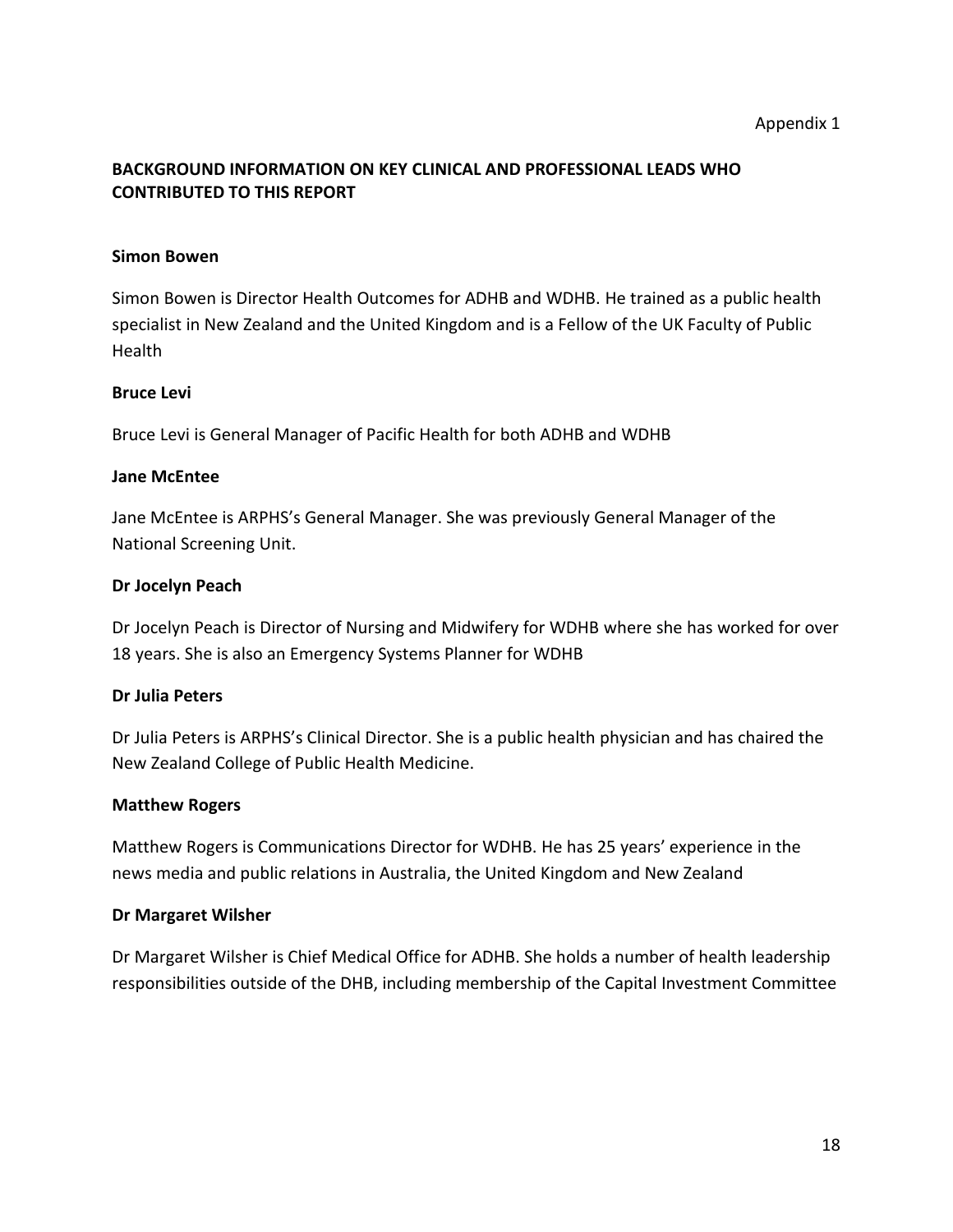Appendix 1

## BACKGROUND INFORMATION ON KEY CLINICAL AND PROFESSIONAL LEADS WHO CONTRIBUTED TO THIS REPORT

**Simon Bowen**

Simon Bowen is Director Health Outcomes for ADHB and WDHB. He trained as a public health specialist in New Zealand and the United Kingdom and is a Fellow of the UK Faculty of Public Health

**Bruce Levi**

Bruce Levi is General Manager of Pacific Health for both ADHB and WDHB

**Jane McEntee**

Jane McEntee is ARPHS's General Manager. She was previously General Manager of the National Screening Unit.

**Dr Jocelyn Peach**

Dr Jocelyn Peach is Director of Nursing and Midwifery for WDHB where she has worked for over 18 years. She is also an Emergency Systems Planner for WDHB

**Dr Julia Peters**

Dr Julia Peters is ARPHS's Clinical Director. She is a public health physician and has chaired the New Zealand College of Public Health Medicine.

**Matthew Rogers**

Matthew Rogers is Communications Director for WDHB. He has 25 years' experience in the news media and public relations in Australia, the United Kingdom and New Zealand

**Dr Margaret Wilsher**

Dr Margaret Wilsher is Chief Medical Office for ADHB. She holds a number of health leadership responsibilities outside of the DHB, including membership of the Capital Investment Committee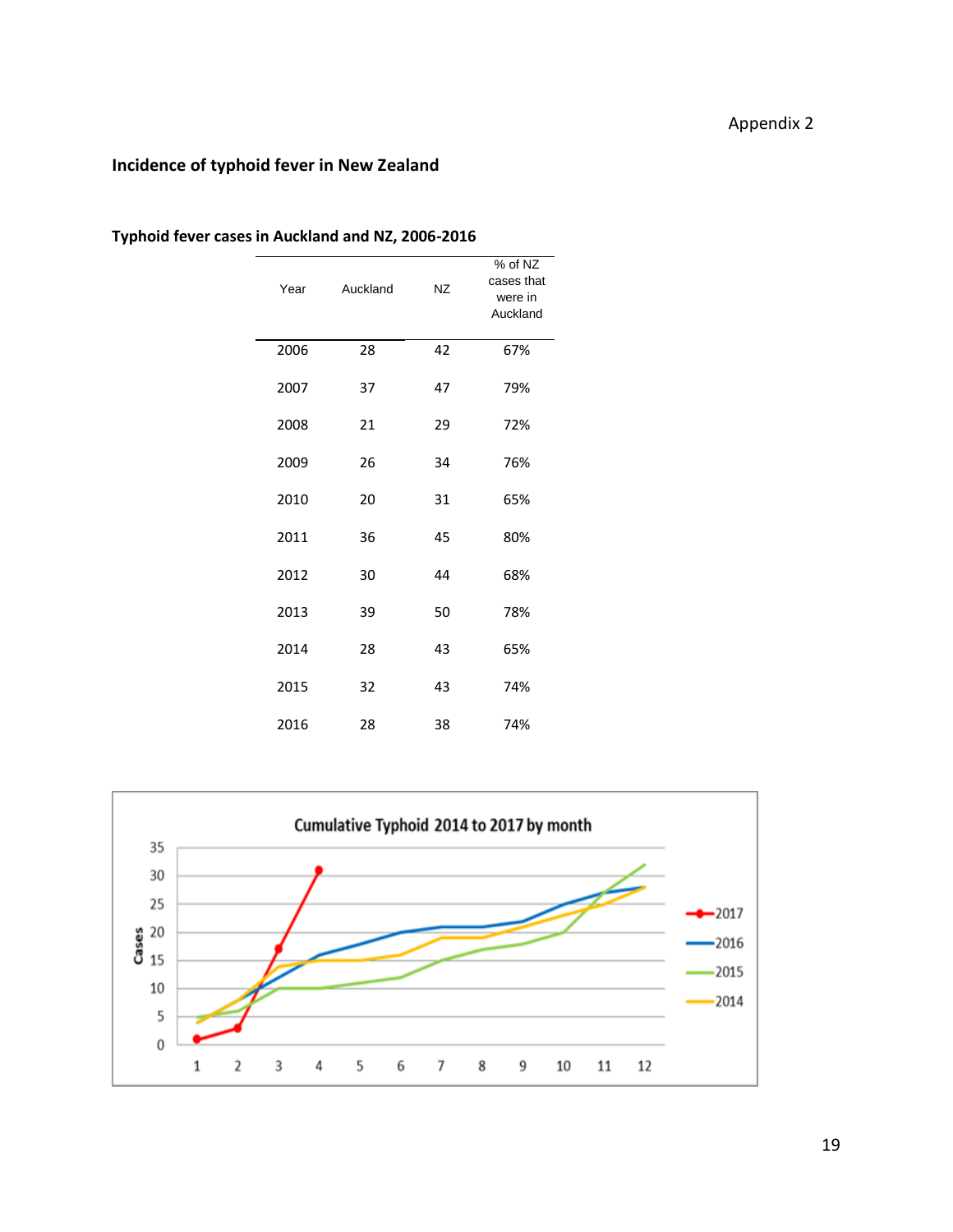Appendix 2

## Incidence of typhoid fever in New Zealand

### Typhoid fever cases in Auckland and NZ, 2006-2016

| Year | Auckland | NZ | % of NZ cases that were in Auckland |
|---|---|---|---|
| 2006 | 28 | 42 | 67% |
| 2007 | 37 | 47 | 79% |
| 2008 | 21 | 29 | 72% |
| 2009 | 26 | 34 | 76% |
| 2010 | 20 | 31 | 65% |
| 2011 | 36 | 45 | 80% |
| 2012 | 30 | 44 | 68% |
| 2013 | 39 | 50 | 78% |
| 2014 | 28 | 43 | 65% |
| 2015 | 32 | 43 | 74% |
| 2016 | 28 | 38 | 74% |

**Cumulative Typhoid 2014 to 2017 by month**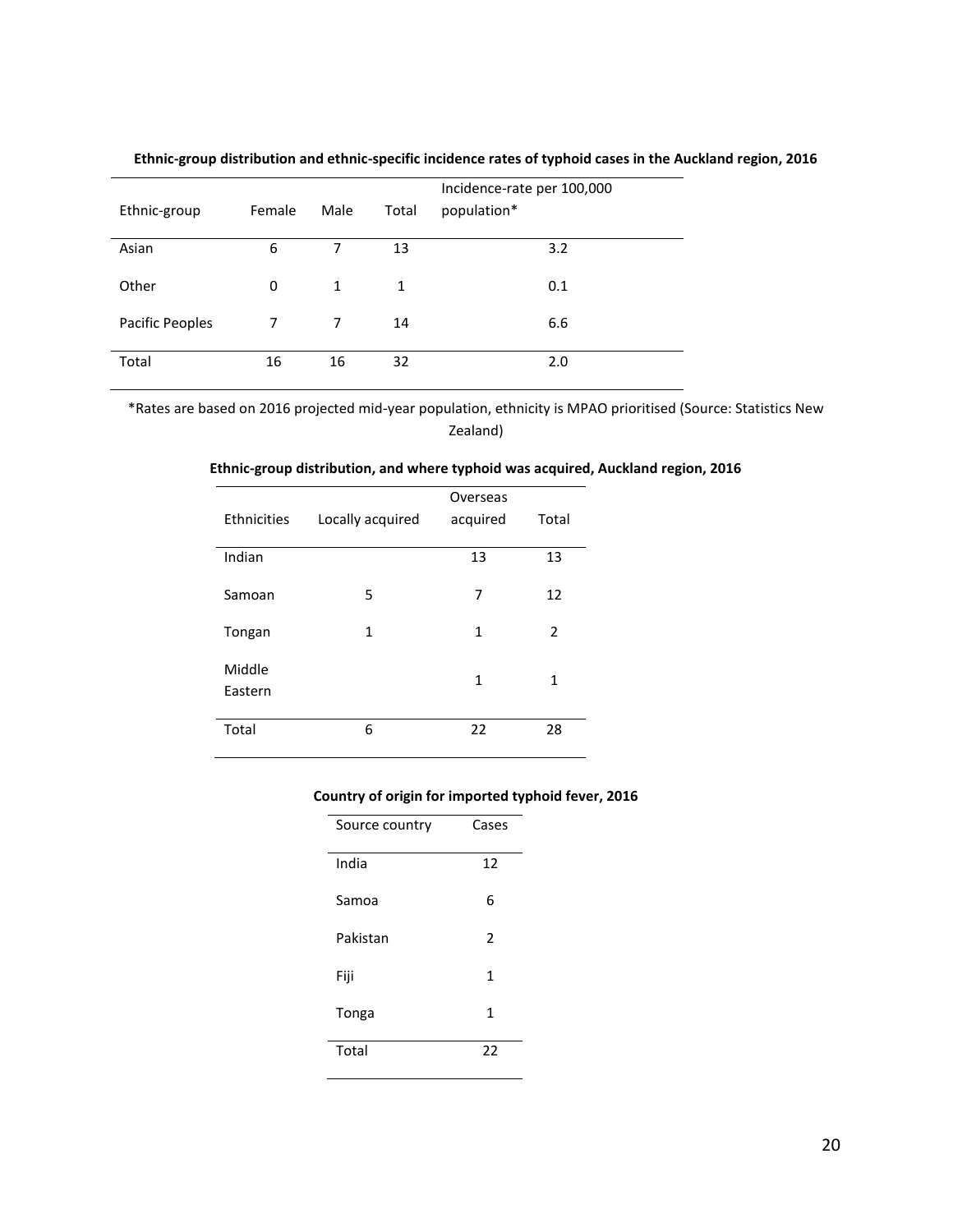**Ethnic-group distribution and ethnic-specific incidence rates of typhoid cases in the Auckland region, 2016**

| Ethnic-group | Female | Male | Total | Incidence-rate per 100,000 population* |
|---|---|---|---|---|
| Asian | 6 | 7 | 13 | 3.2 |
| Other | 0 | 1 | 1 | 0.1 |
| Pacific Peoples | 7 | 7 | 14 | 6.6 |
| Total | 16 | 16 | 32 | 2.0 |

*Rates are based on 2016 projected mid-year population, ethnicity is MPAO prioritised (Source: Statistics New Zealand)

**Ethnic-group distribution, and where typhoid was acquired, Auckland region, 2016**

| Ethnicities | Locally acquired | Overseas acquired | Total |
|---|---|---|---|
| Indian | | 13 | 13 |
| Samoan | 5 | 7 | 12 |
| Tongan | 1 | 1 | 2 |
| Middle Eastern | | 1 | 1 |
| Total | 6 | 22 | 28 |

**Country of origin for imported typhoid fever, 2016**

| Source country | Cases |
|---|---|
| India | 12 |
| Samoa | 6 |
| Pakistan | 2 |
| Fiji | 1 |
| Tonga | 1 |
| Total | 22 |